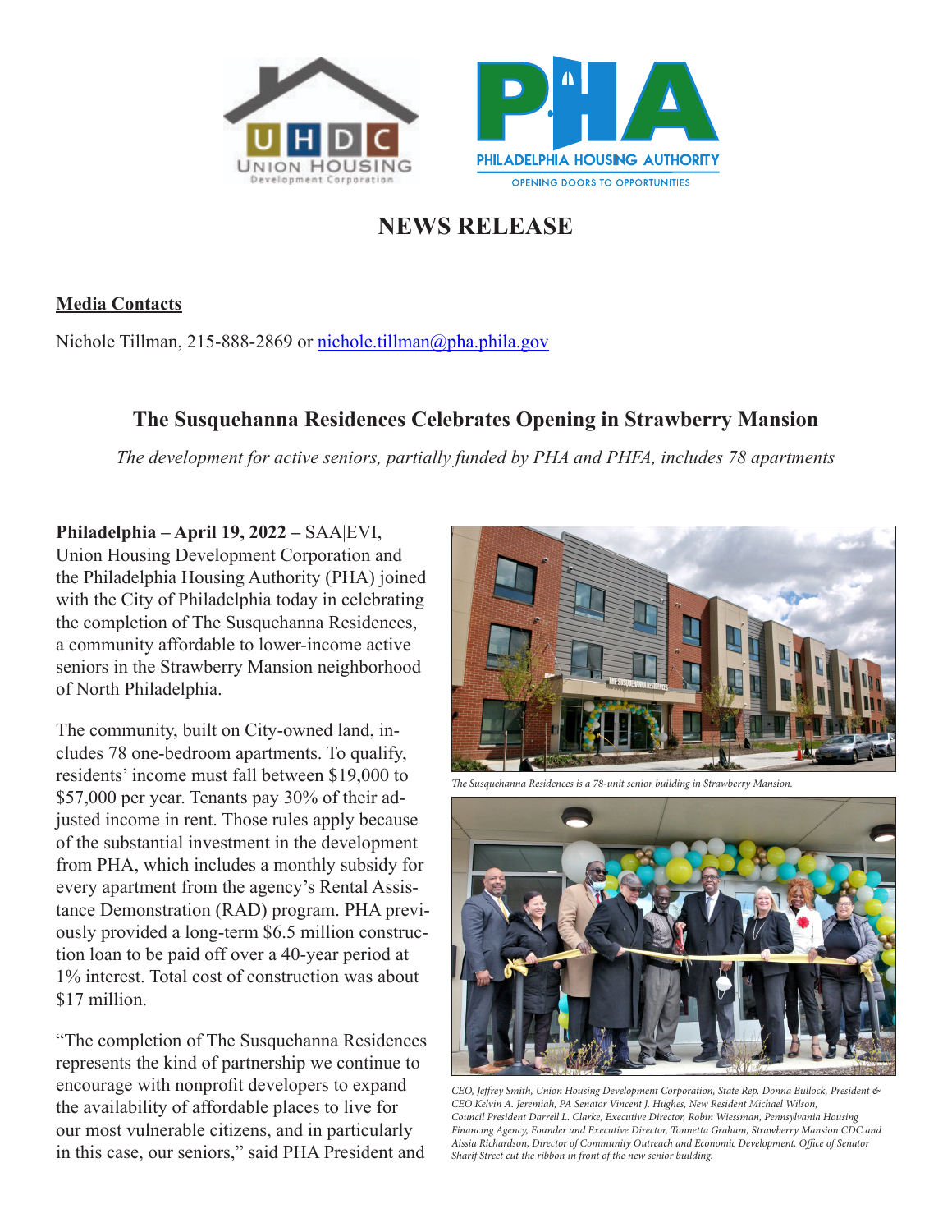# NEWS RELEASE

**Media Contacts**

Nichole Tillman, 215-888-2869 or nichole.tillman@pha.phila.gov

## The Susquehanna Residences Celebrates Opening in Strawberry Mansion

*The development for active seniors, partially funded by PHA and PHFA, includes 78 apartments*

**Philadelphia – April 19, 2022 –** SAA|EVI, Union Housing Development Corporation and the Philadelphia Housing Authority (PHA) joined with the City of Philadelphia today in celebrating the completion of The Susquehanna Residences, a community affordable to lower-income active seniors in the Strawberry Mansion neighborhood of North Philadelphia.

The community, built on City-owned land, includes 78 one-bedroom apartments. To qualify, residents' income must fall between $19,000 to $57,000 per year. Tenants pay 30% of their adjusted income in rent. Those rules apply because of the substantial investment in the development from PHA, which includes a monthly subsidy for every apartment from the agency's Rental Assistance Demonstration (RAD) program. PHA previously provided a long-term $6.5 million construction loan to be paid off over a 40-year period at 1% interest. Total cost of construction was about $17 million.

"The completion of The Susquehanna Residences represents the kind of partnership we continue to encourage with nonprofit developers to expand the availability of affordable places to live for our most vulnerable citizens, and in particularly in this case, our seniors," said PHA President and

*The Susquehanna Residences is a 78-unit senior building in Strawberry Mansion.*

*CEO, Jeffrey Smith, Union Housing Development Corporation, State Rep. Donna Bullock, President & CEO Kelvin A. Jeremiah, PA Senator Vincent J. Hughes, New Resident Michael Wilson, Council President Darrell L. Clarke, Executive Director, Robin Wiessman, Pennsylvania Housing Financing Agency, Founder and Executive Director, Tonnetta Graham, Strawberry Mansion CDC and Aissia Richardson, Director of Community Outreach and Economic Development, Office of Senator Sharif Street cut the ribbon in front of the new senior building.*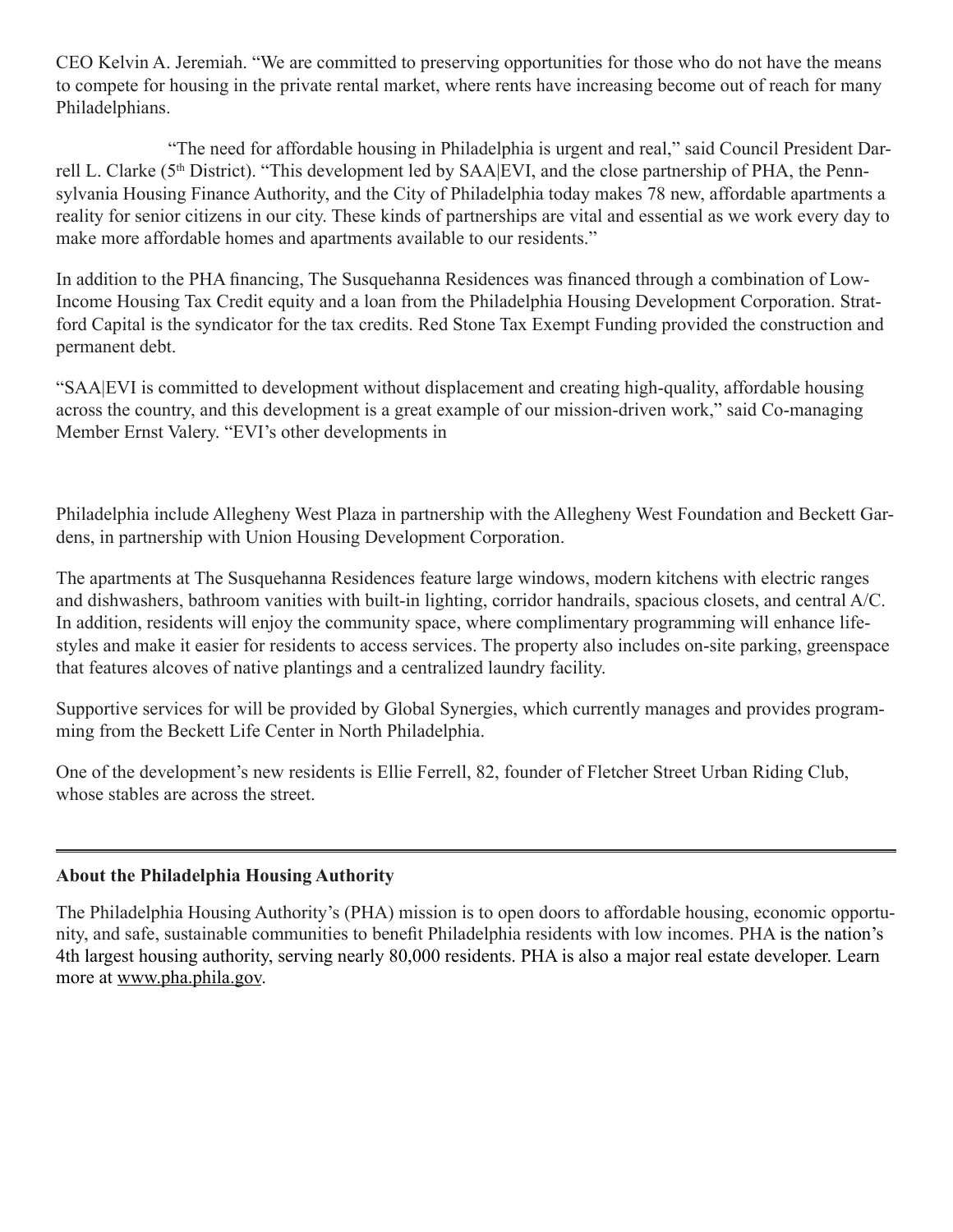CEO Kelvin A. Jeremiah. "We are committed to preserving opportunities for those who do not have the means to compete for housing in the private rental market, where rents have increasing become out of reach for many Philadelphians.

"The need for affordable housing in Philadelphia is urgent and real," said Council President Darrell L. Clarke (5th District). "This development led by SAA|EVI, and the close partnership of PHA, the Pennsylvania Housing Finance Authority, and the City of Philadelphia today makes 78 new, affordable apartments a reality for senior citizens in our city. These kinds of partnerships are vital and essential as we work every day to make more affordable homes and apartments available to our residents."

In addition to the PHA financing, The Susquehanna Residences was financed through a combination of Low-Income Housing Tax Credit equity and a loan from the Philadelphia Housing Development Corporation. Stratford Capital is the syndicator for the tax credits. Red Stone Tax Exempt Funding provided the construction and permanent debt.

"SAA|EVI is committed to development without displacement and creating high-quality, affordable housing across the country, and this development is a great example of our mission-driven work," said Co-managing Member Ernst Valery. "EVI's other developments in Philadelphia include Allegheny West Plaza in partnership with the Allegheny West Foundation and Beckett Gardens, in partnership with Union Housing Development Corporation.

The apartments at The Susquehanna Residences feature large windows, modern kitchens with electric ranges and dishwashers, bathroom vanities with built-in lighting, corridor handrails, spacious closets, and central A/C. In addition, residents will enjoy the community space, where complimentary programming will enhance lifestyles and make it easier for residents to access services. The property also includes on-site parking, greenspace that features alcoves of native plantings and a centralized laundry facility.

Supportive services for will be provided by Global Synergies, which currently manages and provides programming from the Beckett Life Center in North Philadelphia.

One of the development's new residents is Ellie Ferrell, 82, founder of Fletcher Street Urban Riding Club, whose stables are across the street.

---

**About the Philadelphia Housing Authority**

The Philadelphia Housing Authority's (PHA) mission is to open doors to affordable housing, economic opportunity, and safe, sustainable communities to benefit Philadelphia residents with low incomes. PHA is the nation's 4th largest housing authority, serving nearly 80,000 residents. PHA is also a major real estate developer. Learn more at www.pha.phila.gov.